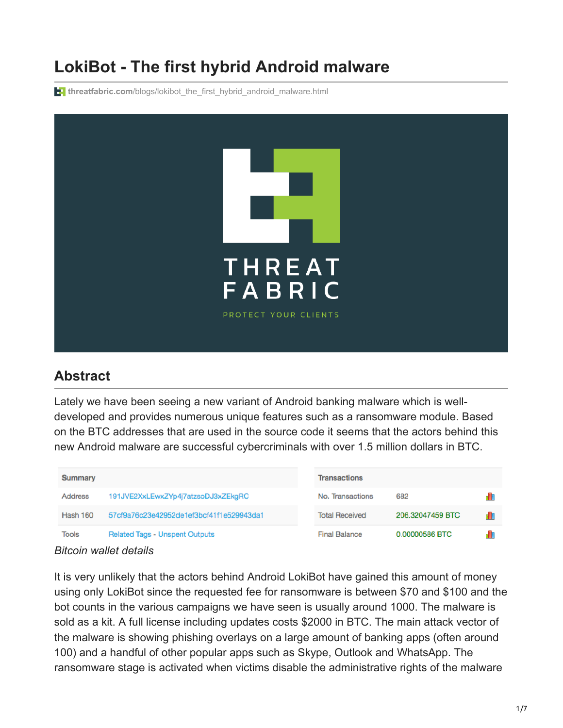# LokiBot - The first hybrid Android malware

threatfabric.com/blogs/lokibot_the_first_hybrid_android_malware.html

## Abstract

Lately we have been seeing a new variant of Android banking malware which is well-developed and provides numerous unique features such as a ransomware module. Based on the BTC addresses that are used in the source code it seems that the actors behind this new Android malware are successful cybercriminals with over 1.5 million dollars in BTC.

| Summary | |
|---|---|
| Address | 191JVE2XxLEwxZYp4j7atzsoDJ3xZEkgRC |
| Hash 160 | 57cf9a76c23e42952de1ef3bcf41f1e529943da1 |
| Tools | Related Tags - Unspent Outputs |

| Transactions | |
|---|---|
| No. Transactions | 682 |
| Total Received | 206.32047459 BTC |
| Final Balance | 0.00000586 BTC |

*Bitcoin wallet details*

It is very unlikely that the actors behind Android LokiBot have gained this amount of money using only LokiBot since the requested fee for ransomware is between $70 and $100 and the bot counts in the various campaigns we have seen is usually around 1000. The malware is sold as a kit. A full license including updates costs $2000 in BTC. The main attack vector of the malware is showing phishing overlays on a large amount of banking apps (often around 100) and a handful of other popular apps such as Skype, Outlook and WhatsApp. The ransomware stage is activated when victims disable the administrative rights of the malware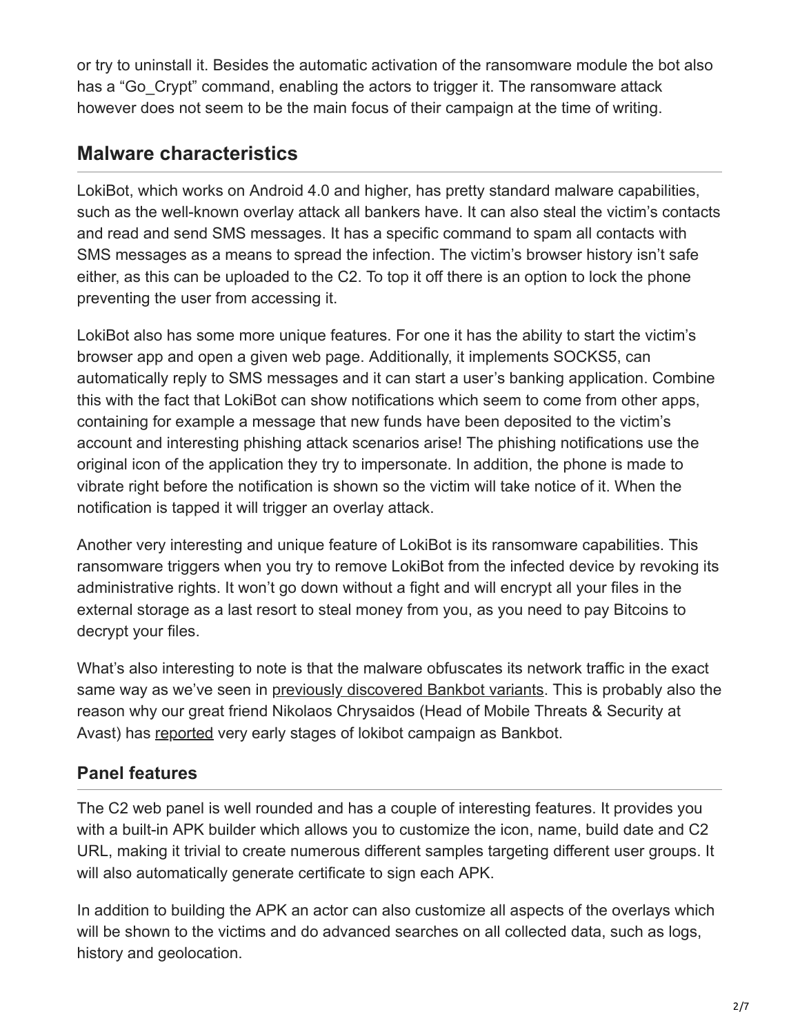or try to uninstall it. Besides the automatic activation of the ransomware module the bot also has a "Go_Crypt" command, enabling the actors to trigger it. The ransomware attack however does not seem to be the main focus of their campaign at the time of writing.

## Malware characteristics

LokiBot, which works on Android 4.0 and higher, has pretty standard malware capabilities, such as the well-known overlay attack all bankers have. It can also steal the victim's contacts and read and send SMS messages. It has a specific command to spam all contacts with SMS messages as a means to spread the infection. The victim's browser history isn't safe either, as this can be uploaded to the C2. To top it off there is an option to lock the phone preventing the user from accessing it.

LokiBot also has some more unique features. For one it has the ability to start the victim's browser app and open a given web page. Additionally, it implements SOCKS5, can automatically reply to SMS messages and it can start a user's banking application. Combine this with the fact that LokiBot can show notifications which seem to come from other apps, containing for example a message that new funds have been deposited to the victim's account and interesting phishing attack scenarios arise! The phishing notifications use the original icon of the application they try to impersonate. In addition, the phone is made to vibrate right before the notification is shown so the victim will take notice of it. When the notification is tapped it will trigger an overlay attack.

Another very interesting and unique feature of LokiBot is its ransomware capabilities. This ransomware triggers when you try to remove LokiBot from the infected device by revoking its administrative rights. It won't go down without a fight and will encrypt all your files in the external storage as a last resort to steal money from you, as you need to pay Bitcoins to decrypt your files.

What's also interesting to note is that the malware obfuscates its network traffic in the exact same way as we've seen in previously discovered Bankbot variants. This is probably also the reason why our great friend Nikolaos Chrysaidos (Head of Mobile Threats & Security at Avast) has reported very early stages of lokibot campaign as Bankbot.

### Panel features

The C2 web panel is well rounded and has a couple of interesting features. It provides you with a built-in APK builder which allows you to customize the icon, name, build date and C2 URL, making it trivial to create numerous different samples targeting different user groups. It will also automatically generate certificate to sign each APK.

In addition to building the APK an actor can also customize all aspects of the overlays which will be shown to the victims and do advanced searches on all collected data, such as logs, history and geolocation.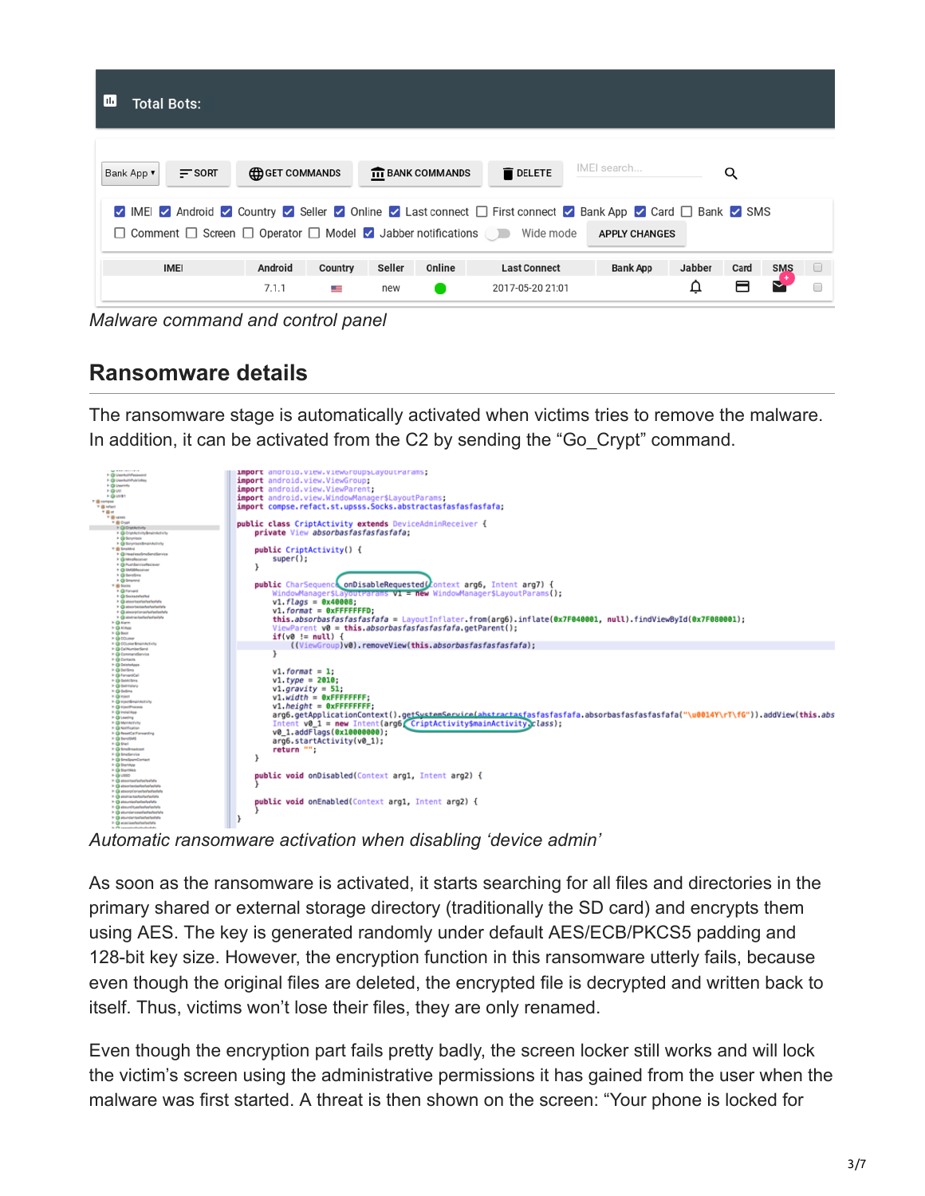*Malware command and control panel*

## Ransomware details

The ransomware stage is automatically activated when victims tries to remove the malware. In addition, it can be activated from the C2 by sending the "Go_Crypt" command.

*Automatic ransomware activation when disabling 'device admin'*

As soon as the ransomware is activated, it starts searching for all files and directories in the primary shared or external storage directory (traditionally the SD card) and encrypts them using AES. The key is generated randomly under default AES/ECB/PKCS5 padding and 128-bit key size. However, the encryption function in this ransomware utterly fails, because even though the original files are deleted, the encrypted file is decrypted and written back to itself. Thus, victims won't lose their files, they are only renamed.

Even though the encryption part fails pretty badly, the screen locker still works and will lock the victim's screen using the administrative permissions it has gained from the user when the malware was first started. A threat is then shown on the screen: "Your phone is locked for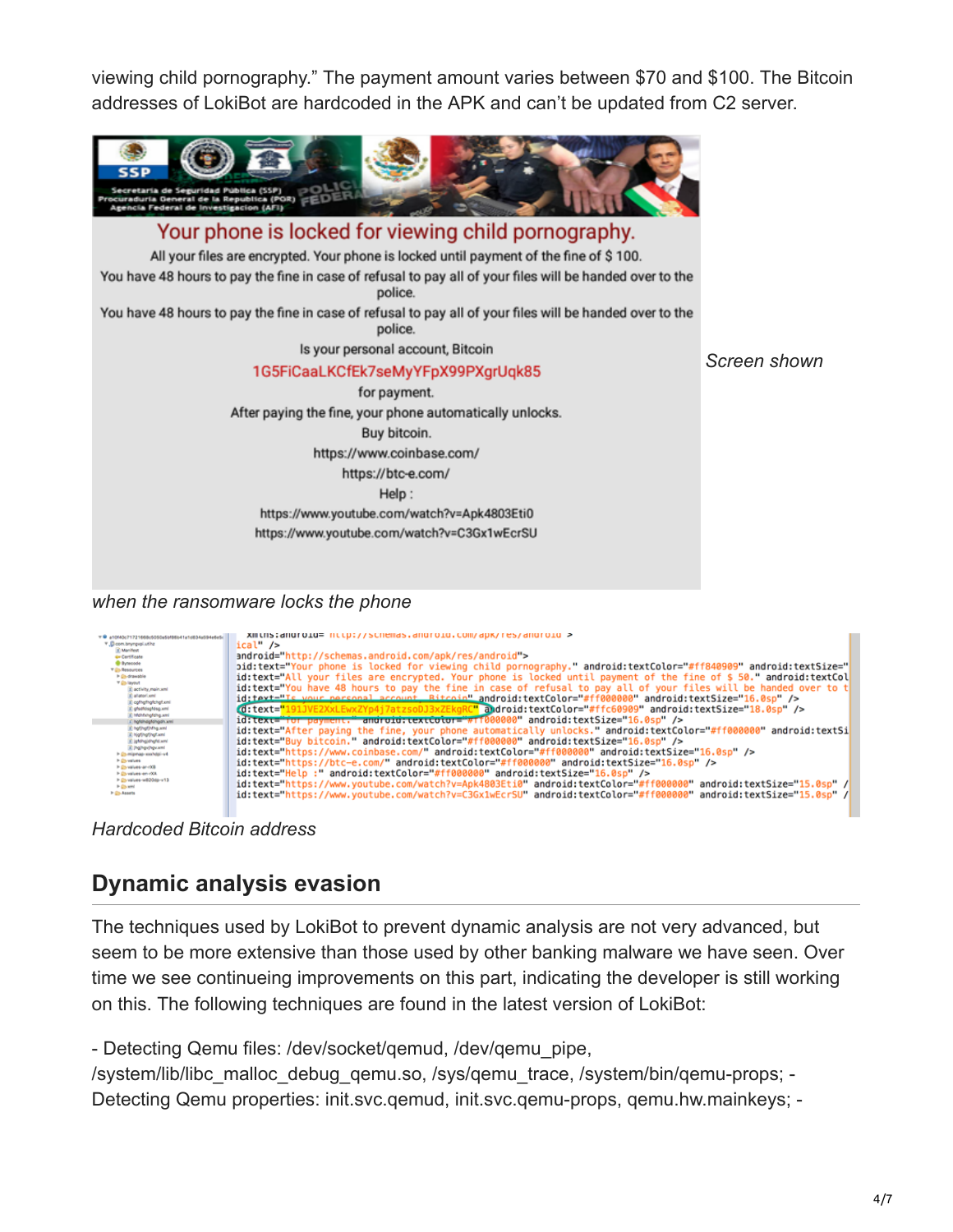viewing child pornography." The payment amount varies between $70 and $100. The Bitcoin addresses of LokiBot are hardcoded in the APK and can't be updated from C2 server.

*Screen shown when the ransomware locks the phone*

*Hardcoded Bitcoin address*

## Dynamic analysis evasion

The techniques used by LokiBot to prevent dynamic analysis are not very advanced, but seem to be more extensive than those used by other banking malware we have seen. Over time we see continueing improvements on this part, indicating the developer is still working on this. The following techniques are found in the latest version of LokiBot:

- Detecting Qemu files: /dev/socket/qemud, /dev/qemu_pipe, /system/lib/libc_malloc_debug_qemu.so, /sys/qemu_trace, /system/bin/qemu-props; - Detecting Qemu properties: init.svc.qemud, init.svc.qemu-props, qemu.hw.mainkeys; -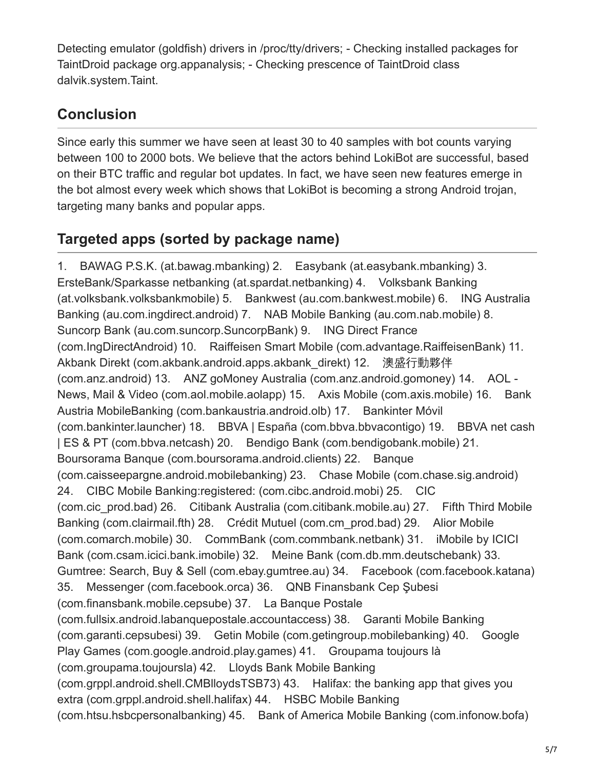Detecting emulator (goldfish) drivers in /proc/tty/drivers; - Checking installed packages for TaintDroid package org.appanalysis; - Checking prescence of TaintDroid class dalvik.system.Taint.

## Conclusion

Since early this summer we have seen at least 30 to 40 samples with bot counts varying between 100 to 2000 bots. We believe that the actors behind LokiBot are successful, based on their BTC traffic and regular bot updates. In fact, we have seen new features emerge in the bot almost every week which shows that LokiBot is becoming a strong Android trojan, targeting many banks and popular apps.

## Targeted apps (sorted by package name)

1. BAWAG P.S.K. (at.bawag.mbanking) 2. Easybank (at.easybank.mbanking) 3. ErsteBank/Sparkasse netbanking (at.spardat.netbanking) 4. Volksbank Banking (at.volksbank.volksbankmobile) 5. Bankwest (au.com.bankwest.mobile) 6. ING Australia Banking (au.com.ingdirect.android) 7. NAB Mobile Banking (au.com.nab.mobile) 8. Suncorp Bank (au.com.suncorp.SuncorpBank) 9. ING Direct France (com.IngDirectAndroid) 10. Raiffeisen Smart Mobile (com.advantage.RaiffeisenBank) 11. Akbank Direkt (com.akbank.android.apps.akbank_direkt) 12. 澳盛行動夥伴 (com.anz.android) 13. ANZ goMoney Australia (com.anz.android.gomoney) 14. AOL - News, Mail & Video (com.aol.mobile.aolapp) 15. Axis Mobile (com.axis.mobile) 16. Bank Austria MobileBanking (com.bankaustria.android.olb) 17. Bankinter Móvil (com.bankinter.launcher) 18. BBVA | España (com.bbva.bbvacontigo) 19. BBVA net cash | ES & PT (com.bbva.netcash) 20. Bendigo Bank (com.bendigobank.mobile) 21. Boursorama Banque (com.boursorama.android.clients) 22. Banque (com.caisseepargne.android.mobilebanking) 23. Chase Mobile (com.chase.sig.android) 24. CIBC Mobile Banking:registered: (com.cibc.android.mobi) 25. CIC (com.cic_prod.bad) 26. Citibank Australia (com.citibank.mobile.au) 27. Fifth Third Mobile Banking (com.clairmail.fth) 28. Crédit Mutuel (com.cm_prod.bad) 29. Alior Mobile (com.comarch.mobile) 30. CommBank (com.commbank.netbank) 31. iMobile by ICICI Bank (com.csam.icici.bank.imobile) 32. Meine Bank (com.db.mm.deutschebank) 33. Gumtree: Search, Buy & Sell (com.ebay.gumtree.au) 34. Facebook (com.facebook.katana) 35. Messenger (com.facebook.orca) 36. QNB Finansbank Cep Şubesi (com.finansbank.mobile.cepsube) 37. La Banque Postale (com.fullsix.android.labanquepostale.accountaccess) 38. Garanti Mobile Banking (com.garanti.cepsubesi) 39. Getin Mobile (com.getingroup.mobilebanking) 40. Google Play Games (com.google.android.play.games) 41. Groupama toujours là (com.groupama.toujoursla) 42. Lloyds Bank Mobile Banking (com.grppl.android.shell.CMBlloydsTSB73) 43. Halifax: the banking app that gives you extra (com.grppl.android.shell.halifax) 44. HSBC Mobile Banking (com.htsu.hsbcpersonalbanking) 45. Bank of America Mobile Banking (com.infonow.bofa)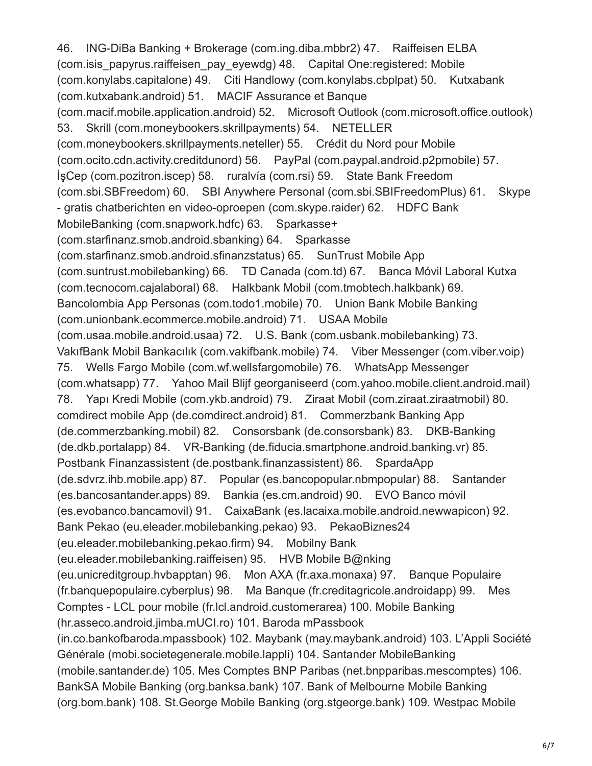46. ING-DiBa Banking + Brokerage (com.ing.diba.mbbr2) 47. Raiffeisen ELBA (com.isis_papyrus.raiffeisen_pay_eyewdg) 48. Capital One:registered: Mobile (com.konylabs.capitalone) 49. Citi Handlowy (com.konylabs.cbplpat) 50. Kutxabank (com.kutxabank.android) 51. MACIF Assurance et Banque (com.macif.mobile.application.android) 52. Microsoft Outlook (com.microsoft.office.outlook) 53. Skrill (com.moneybookers.skrillpayments) 54. NETELLER (com.moneybookers.skrillpayments.neteller) 55. Crédit du Nord pour Mobile (com.ocito.cdn.activity.creditdunord) 56. PayPal (com.paypal.android.p2pmobile) 57. İşCep (com.pozitron.iscep) 58. ruralvía (com.rsi) 59. State Bank Freedom (com.sbi.SBFreedom) 60. SBI Anywhere Personal (com.sbi.SBIFreedomPlus) 61. Skype - gratis chatberichten en video-oproepen (com.skype.raider) 62. HDFC Bank MobileBanking (com.snapwork.hdfc) 63. Sparkasse+ (com.starfinanz.smob.android.sbanking) 64. Sparkasse (com.starfinanz.smob.android.sfinanzstatus) 65. SunTrust Mobile App (com.suntrust.mobilebanking) 66. TD Canada (com.td) 67. Banca Móvil Laboral Kutxa (com.tecnocom.cajalaboral) 68. Halkbank Mobil (com.tmobtech.halkbank) 69. Bancolombia App Personas (com.todo1.mobile) 70. Union Bank Mobile Banking (com.unionbank.ecommerce.mobile.android) 71. USAA Mobile (com.usaa.mobile.android.usaa) 72. U.S. Bank (com.usbank.mobilebanking) 73. VakıfBank Mobil Bankacılık (com.vakifbank.mobile) 74. Viber Messenger (com.viber.voip) 75. Wells Fargo Mobile (com.wf.wellsfargomobile) 76. WhatsApp Messenger (com.whatsapp) 77. Yahoo Mail Blijf georganiseerd (com.yahoo.mobile.client.android.mail) 78. Yapı Kredi Mobile (com.ykb.android) 79. Ziraat Mobil (com.ziraat.ziraatmobil) 80. comdirect mobile App (de.comdirect.android) 81. Commerzbank Banking App (de.commerzbanking.mobil) 82. Consorsbank (de.consorsbank) 83. DKB-Banking (de.dkb.portalapp) 84. VR-Banking (de.fiducia.smartphone.android.banking.vr) 85. Postbank Finanzassistent (de.postbank.finanzassistent) 86. SpardaApp (de.sdvrz.ihb.mobile.app) 87. Popular (es.bancopopular.nbmpopular) 88. Santander (es.bancosantander.apps) 89. Bankia (es.cm.android) 90. EVO Banco móvil (es.evobanco.bancamovil) 91. CaixaBank (es.lacaixa.mobile.android.newwapicon) 92. Bank Pekao (eu.eleader.mobilebanking.pekao) 93. PekaoBiznes24 (eu.eleader.mobilebanking.pekao.firm) 94. Mobilny Bank (eu.eleader.mobilebanking.raiffeisen) 95. HVB Mobile B@nking (eu.unicreditgroup.hvbapptan) 96. Mon AXA (fr.axa.monaxa) 97. Banque Populaire (fr.banquepopulaire.cyberplus) 98. Ma Banque (fr.creditagricole.androidapp) 99. Mes Comptes - LCL pour mobile (fr.lcl.android.customerarea) 100. Mobile Banking (hr.asseco.android.jimba.mUCI.ro) 101. Baroda mPassbook (in.co.bankofbaroda.mpassbook) 102. Maybank (may.maybank.android) 103. L'Appli Société Générale (mobi.societegenerale.mobile.lappli) 104. Santander MobileBanking (mobile.santander.de) 105. Mes Comptes BNP Paribas (net.bnpparibas.mescomptes) 106. BankSA Mobile Banking (org.banksa.bank) 107. Bank of Melbourne Mobile Banking (org.bom.bank) 108. St.George Mobile Banking (org.stgeorge.bank) 109. Westpac Mobile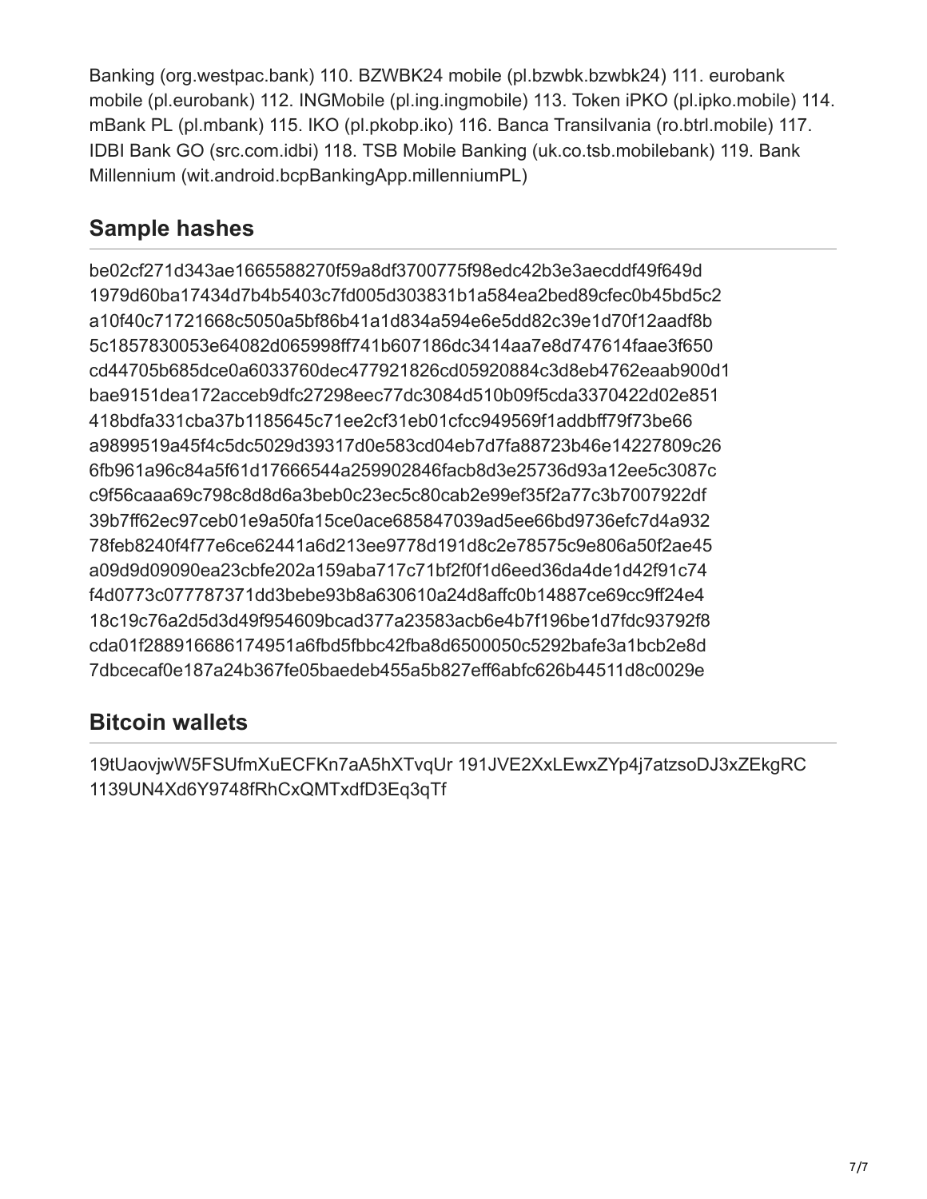Banking (org.westpac.bank) 110. BZWBK24 mobile (pl.bzwbk.bzwbk24) 111. eurobank mobile (pl.eurobank) 112. INGMobile (pl.ing.ingmobile) 113. Token iPKO (pl.ipko.mobile) 114. mBank PL (pl.mbank) 115. IKO (pl.pkobp.iko) 116. Banca Transilvania (ro.btrl.mobile) 117. IDBI Bank GO (src.com.idbi) 118. TSB Mobile Banking (uk.co.tsb.mobilebank) 119. Bank Millennium (wit.android.bcpBankingApp.millenniumPL)

## Sample hashes

be02cf271d343ae1665588270f59a8df3700775f98edc42b3e3aecddf49f649d
1979d60ba17434d7b4b5403c7fd005d303831b1a584ea2bed89cfec0b45bd5c2
a10f40c71721668c5050a5bf86b41a1d834a594e6e5dd82c39e1d70f12aadf8b
5c1857830053e64082d065998ff741b607186dc3414aa7e8d747614faae3f650
cd44705b685dce0a6033760dec477921826cd05920884c3d8eb4762eaab900d1
bae9151dea172acceb9dfc27298eec77dc3084d510b09f5cda3370422d02e851
418bdfa331cba37b1185645c71ee2cf31eb01cfcc949569f1addbff79f73be66
a9899519a45f4c5dc5029d39317d0e583cd04eb7d7fa88723b46e14227809c26
6fb961a96c84a5f61d17666544a259902846facb8d3e25736d93a12ee5c3087c
c9f56caaa69c798c8d8d6a3beb0c23ec5c80cab2e99ef35f2a77c3b7007922df
39b7ff62ec97ceb01e9a50fa15ce0ace685847039ad5ee66bd9736efc7d4a932
78feb8240f4f77e6ce62441a6d213ee9778d191d8c2e78575c9e806a50f2ae45
a09d9d09090ea23cbfe202a159aba717c71bf2f0f1d6eed36da4de1d42f91c74
f4d0773c077787371dd3bebe93b8a630610a24d8affc0b14887ce69cc9ff24e4
18c19c76a2d5d3d49f954609bcad377a23583acb6e4b7f196be1d7fdc93792f8
cda01f288916686174951a6fbd5fbbc42fba8d6500050c5292bafe3a1bcb2e8d
7dbcecaf0e187a24b367fe05baedeb455a5b827eff6abfc626b44511d8c0029e

## Bitcoin wallets

19tUaovjwW5FSUfmXuECFKn7aA5hXTvqUr 191JVE2XxLEwxZYp4j7atzsoDJ3xZEkgRC 1139UN4Xd6Y9748fRhCxQMTxdfD3Eq3qTf